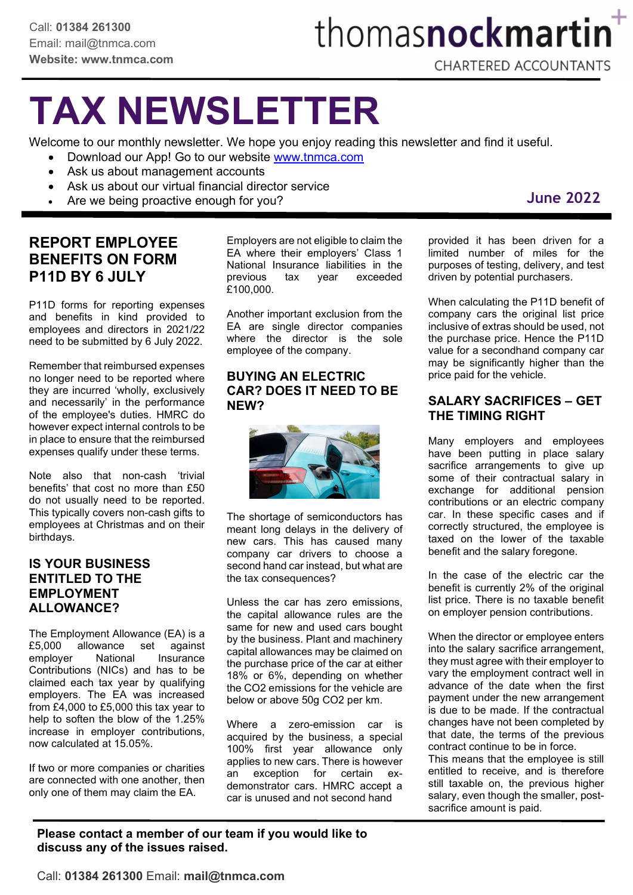Call: **01384 261300**
Email: mail@tnmca.com
**Website: www.tnmca.com**

thomas**nockmartin**
CHARTERED ACCOUNTANTS

# TAX NEWSLETTER

Welcome to our monthly newsletter. We hope you enjoy reading this newsletter and find it useful.

- Download our App! Go to our website [www.tnmca.com](www.tnmca.com)
- Ask us about management accounts
- Ask us about our virtual financial director service
- Are we being proactive enough for you?

**June 2022**

## REPORT EMPLOYEE BENEFITS ON FORM P11D BY 6 JULY

P11D forms for reporting expenses and benefits in kind provided to employees and directors in 2021/22 need to be submitted by 6 July 2022.

Remember that reimbursed expenses no longer need to be reported where they are incurred 'wholly, exclusively and necessarily' in the performance of the employee's duties. HMRC do however expect internal controls to be in place to ensure that the reimbursed expenses qualify under these terms.

Note also that non-cash 'trivial benefits' that cost no more than £50 do not usually need to be reported. This typically covers non-cash gifts to employees at Christmas and on their birthdays.

## IS YOUR BUSINESS ENTITLED TO THE EMPLOYMENT ALLOWANCE?

The Employment Allowance (EA) is a £5,000 allowance set against employer National Insurance Contributions (NICs) and has to be claimed each tax year by qualifying employers. The EA was increased from £4,000 to £5,000 this tax year to help to soften the blow of the 1.25% increase in employer contributions, now calculated at 15.05%.

If two or more companies or charities are connected with one another, then only one of them may claim the EA.

Employers are not eligible to claim the EA where their employers' Class 1 National Insurance liabilities in the previous tax year exceeded £100,000.

Another important exclusion from the EA are single director companies where the director is the sole employee of the company.

## BUYING AN ELECTRIC CAR? DOES IT NEED TO BE NEW?

The shortage of semiconductors has meant long delays in the delivery of new cars. This has caused many company car drivers to choose a second hand car instead, but what are the tax consequences?

Unless the car has zero emissions, the capital allowance rules are the same for new and used cars bought by the business. Plant and machinery capital allowances may be claimed on the purchase price of the car at either 18% or 6%, depending on whether the $CO_2$ emissions for the vehicle are below or above 50g $CO_2$ per km.

Where a zero-emission car is acquired by the business, a special 100% first year allowance only applies to new cars. There is however an exception for certain ex-demonstrator cars. HMRC accept a car is unused and not second hand provided it has been driven for a limited number of miles for the purposes of testing, delivery, and test driven by potential purchasers.

When calculating the P11D benefit of company cars the original list price inclusive of extras should be used, not the purchase price. Hence the P11D value for a secondhand company car may be significantly higher than the price paid for the vehicle.

## SALARY SACRIFICES – GET THE TIMING RIGHT

Many employers and employees have been putting in place salary sacrifice arrangements to give up some of their contractual salary in exchange for additional pension contributions or an electric company car. In these specific cases and if correctly structured, the employee is taxed on the lower of the taxable benefit and the salary foregone.

In the case of the electric car the benefit is currently 2% of the original list price. There is no taxable benefit on employer pension contributions.

When the director or employee enters into the salary sacrifice arrangement, they must agree with their employer to vary the employment contract well in advance of the date when the first payment under the new arrangement is due to be made. If the contractual changes have not been completed by that date, the terms of the previous contract continue to be in force. This means that the employee is still entitled to receive, and is therefore still taxable on, the previous higher salary, even though the smaller, post-sacrifice amount is paid.

**Please contact a member of our team if you would like to discuss any of the issues raised.**

Call: **01384 261300** Email: **mail@tnmca.com**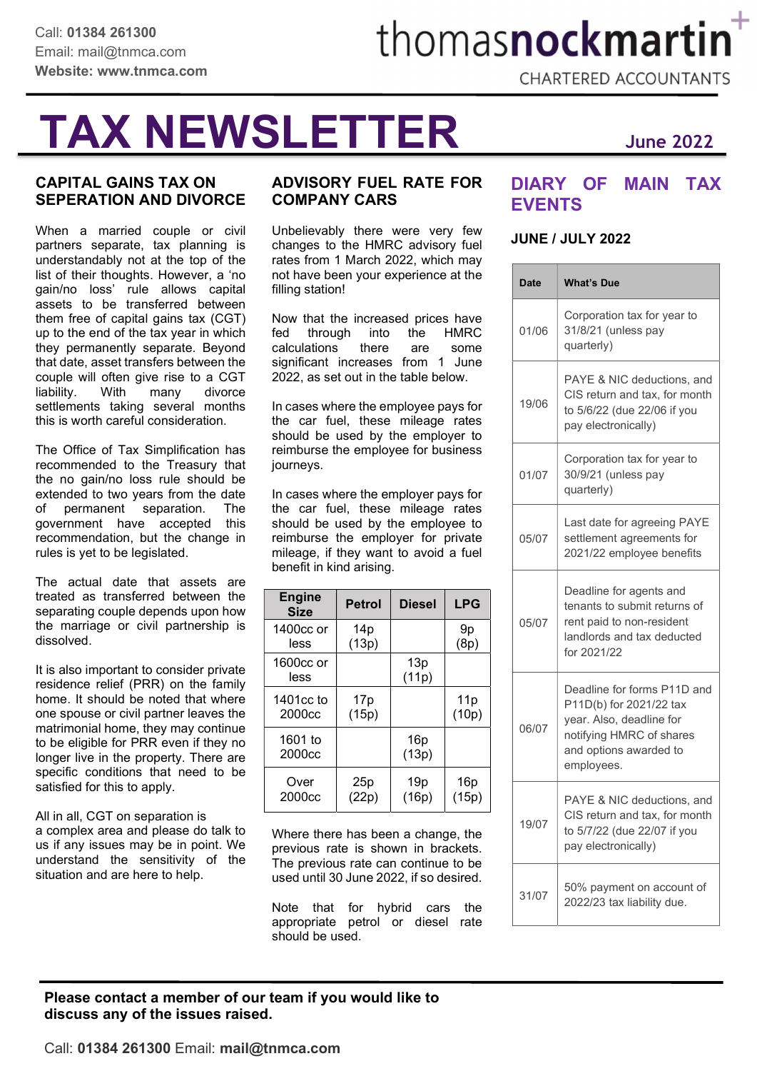Call: **01384 261300**
Email: mail@tnmca.com
**Website: www.tnmca.com**

thomas**nockmartin**

CHARTERED ACCOUNTANTS

# TAX NEWSLETTER

June 2022

## CAPITAL GAINS TAX ON SEPERATION AND DIVORCE

When a married couple or civil partners separate, tax planning is understandably not at the top of the list of their thoughts. However, a 'no gain/no loss' rule allows capital assets to be transferred between them free of capital gains tax (CGT) up to the end of the tax year in which they permanently separate. Beyond that date, asset transfers between the couple will often give rise to a CGT liability. With many divorce settlements taking several months this is worth careful consideration.

The Office of Tax Simplification has recommended to the Treasury that the no gain/no loss rule should be extended to two years from the date of permanent separation. The government have accepted this recommendation, but the change in rules is yet to be legislated.

The actual date that assets are treated as transferred between the separating couple depends upon how the marriage or civil partnership is dissolved.

It is also important to consider private residence relief (PRR) on the family home. It should be noted that where one spouse or civil partner leaves the matrimonial home, they may continue to be eligible for PRR even if they no longer live in the property. There are specific conditions that need to be satisfied for this to apply.

All in all, CGT on separation is a complex area and please do talk to us if any issues may be in point. We understand the sensitivity of the situation and are here to help.

## ADVISORY FUEL RATE FOR COMPANY CARS

Unbelievably there were very few changes to the HMRC advisory fuel rates from 1 March 2022, which may not have been your experience at the filling station!

Now that the increased prices have fed through into the HMRC calculations there are some significant increases from 1 June 2022, as set out in the table below.

In cases where the employee pays for the car fuel, these mileage rates should be used by the employer to reimburse the employee for business journeys.

In cases where the employer pays for the car fuel, these mileage rates should be used by the employee to reimburse the employer for private mileage, if they want to avoid a fuel benefit in kind arising.

| Engine Size | Petrol | Diesel | LPG |
|---|---|---|---|
| 1400cc or less | 14p (13p) | | 9p (8p) |
| 1600cc or less | | 13p (11p) | |
| 1401cc to 2000cc | 17p (15p) | | 11p (10p) |
| 1601 to 2000cc | | 16p (13p) | |
| Over 2000cc | 25p (22p) | 19p (16p) | 16p (15p) |

Where there has been a change, the previous rate is shown in brackets. The previous rate can continue to be used until 30 June 2022, if so desired.

Note that for hybrid cars the appropriate petrol or diesel rate should be used.

## DIARY OF MAIN TAX EVENTS

### JUNE / JULY 2022

| Date | What's Due |
|---|---|
| 01/06 | Corporation tax for year to 31/8/21 (unless pay quarterly) |
| 19/06 | PAYE & NIC deductions, and CIS return and tax, for month to 5/6/22 (due 22/06 if you pay electronically) |
| 01/07 | Corporation tax for year to 30/9/21 (unless pay quarterly) |
| 05/07 | Last date for agreeing PAYE settlement agreements for 2021/22 employee benefits |
| 05/07 | Deadline for agents and tenants to submit returns of rent paid to non-resident landlords and tax deducted for 2021/22 |
| 06/07 | Deadline for forms P11D and P11D(b) for 2021/22 tax year. Also, deadline for notifying HMRC of shares and options awarded to employees. |
| 19/07 | PAYE & NIC deductions, and CIS return and tax, for month to 5/7/22 (due 22/07 if you pay electronically) |
| 31/07 | 50% payment on account of 2022/23 tax liability due. |

**Please contact a member of our team if you would like to discuss any of the issues raised.**

Call: **01384 261300** Email: **mail@tnmca.com**